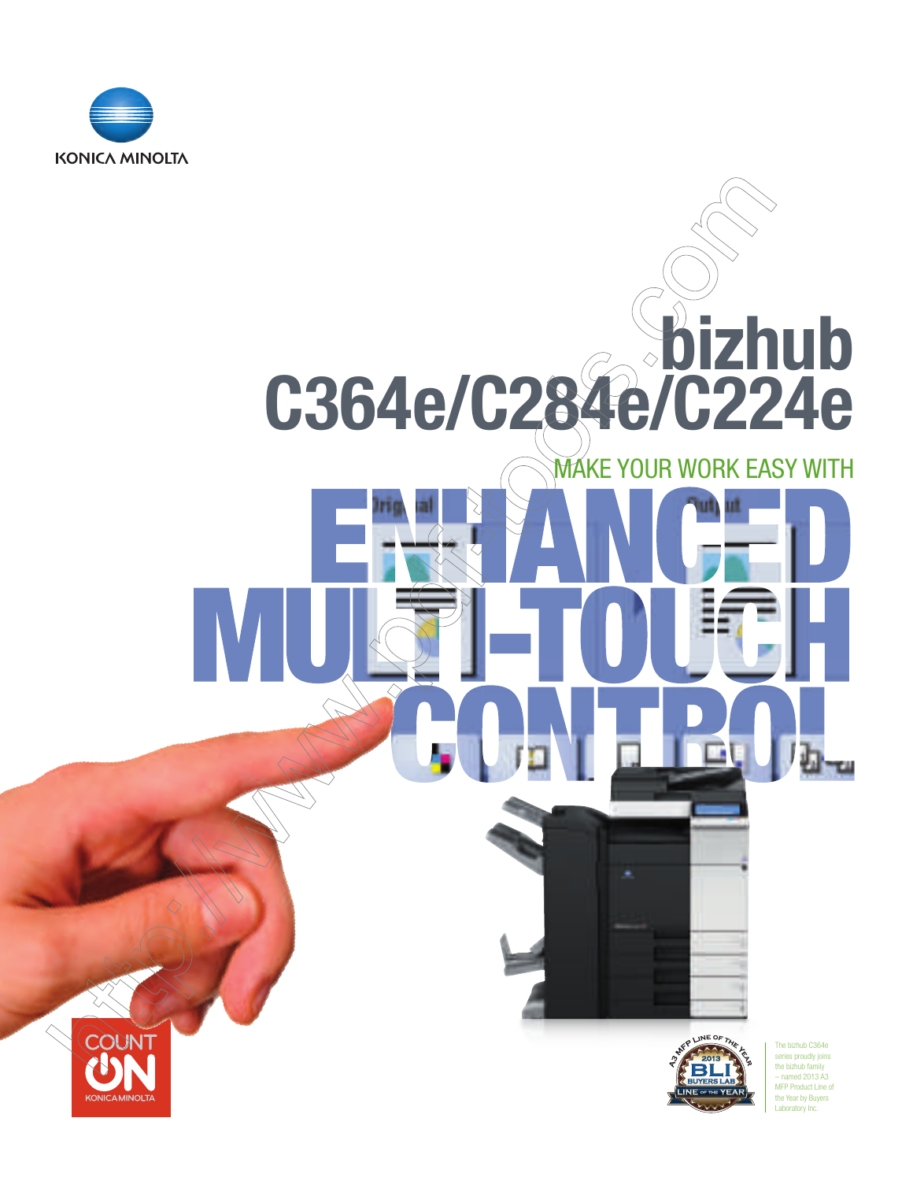KONICA MINOLTA

# bizhub C364e/C284e/C224e

MAKE YOUR WORK EASY WITH

# ENHANCED MULTI-TOUCH CONTROL

COUNT ON KONICA MINOLTA

The bizhub C364e series proudly joins the bizhub family – named 2013 A3 MFP Product Line of the Year by Buyers Laboratory Inc.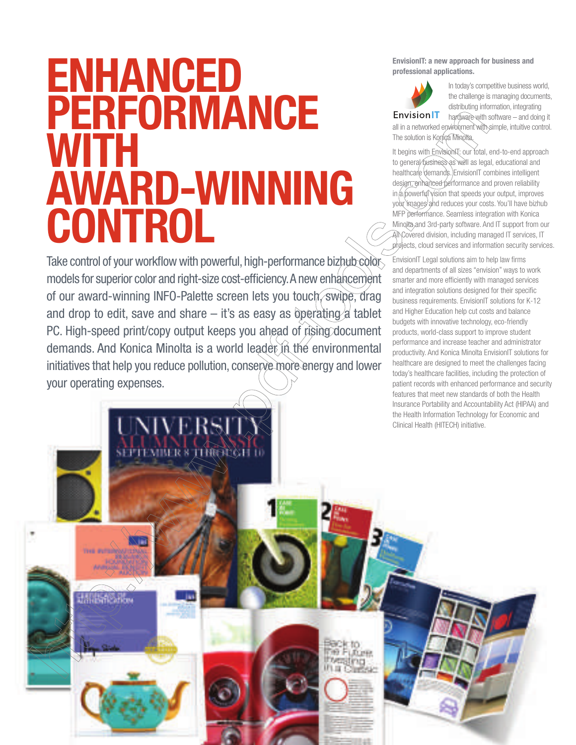# ENHANCED PERFORMANCE WITH AWARD-WINNING CONTROL

Take control of your workflow with powerful, high-performance bizhub color models for superior color and right-size cost-efficiency. A new enhancement of our award-winning INFO-Palette screen lets you touch, swipe, drag and drop to edit, save and share – it's as easy as operating a tablet PC. High-speed print/copy output keeps you ahead of rising document demands. And Konica Minolta is a world leader in the environmental initiatives that help you reduce pollution, conserve more energy and lower your operating expenses.

**EnvisionIT: a new approach for business and professional applications.**

In today's competitive business world, the challenge is managing documents, distributing information, integrating hardware with software – and doing it all in a networked environment with simple, intuitive control. The solution is Konica Minolta.

It begins with EnvisionIT: our total, end-to-end approach to general business as well as legal, educational and healthcare demands. EnvisionIT combines intelligent design, enhanced performance and proven reliability in a powerful vision that speeds your output, improves your images and reduces your costs. You'll have bizhub MFP performance. Seamless integration with Konica Minolta and 3rd-party software. And IT support from our All Covered division, including managed IT services, IT projects, cloud services and information security services.

EnvisionIT Legal solutions aim to help law firms and departments of all sizes "envision" ways to work smarter and more efficiently with managed services and integration solutions designed for their specific business requirements. EnvisionIT solutions for K-12 and Higher Education help cut costs and balance budgets with innovative technology, eco-friendly products, world-class support to improve student performance and increase teacher and administrator productivity. And Konica Minolta EnvisionIT solutions for healthcare are designed to meet the challenges facing today's healthcare facilities, including the protection of patient records with enhanced performance and security features that meet new standards of both the Health Insurance Portability and Accountability Act (HIPAA) and the Health Information Technology for Economic and Clinical Health (HITECH) initiative.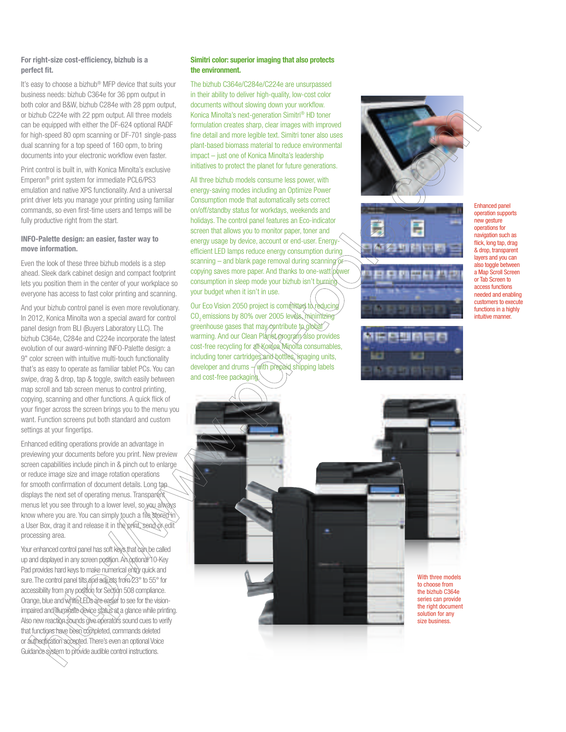**For right-size cost-efficiency, bizhub is a perfect fit.**

It's easy to choose a bizhub® MFP device that suits your business needs: bizhub C364e for 36 ppm output in both color and B&W, bizhub C284e with 28 ppm output, or bizhub C224e with 22 ppm output. All three models can be equipped with either the DF-624 optional RADF for high-speed 80 opm scanning or DF-701 single-pass dual scanning for a top speed of 160 opm, to bring documents into your electronic workflow even faster.

Print control is built in, with Konica Minolta's exclusive Emperon® print system for immediate PCL6/PS3 emulation and native XPS functionality. And a universal print driver lets you manage your printing using familiar commands, so even first-time users and temps will be fully productive right from the start.

**INFO-Palette design: an easier, faster way to move information.**

Even the look of these three bizhub models is a step ahead. Sleek dark cabinet design and compact footprint lets you position them in the center of your workplace so everyone has access to fast color printing and scanning.

And your bizhub control panel is even more revolutionary. In 2012, Konica Minolta won a special award for control panel design from BLI (Buyers Laboratory LLC). The bizhub C364e, C284e and C224e incorporate the latest evolution of our award-winning INFO-Palette design: a 9" color screen with intuitive multi-touch functionality that's as easy to operate as familiar tablet PCs. You can swipe, drag & drop, tap & toggle, switch easily between map scroll and tab screen menus to control printing, copying, scanning and other functions. A quick flick of your finger across the screen brings you to the menu you want. Function screens put both standard and custom settings at your fingertips.

Enhanced editing operations provide an advantage in previewing your documents before you print. New preview screen capabilities include pinch in & pinch out to enlarge or reduce image size and image rotation operations for smooth confirmation of document details. Long tap displays the next set of operating menus. Transparent menus let you see through to a lower level, so you always know where you are. You can simply touch a file stored in a User Box, drag it and release it in the print, send or edit processing area.

Your enhanced control panel has soft keys that can be called up and displayed in any screen position. An optional 10-Key Pad provides hard keys to make numerical entry quick and sure. The control panel tilts and adjusts from 23° to 55° for accessibility from any position for Section 508 compliance. Orange, blue and white LEDs are easier to see for the vision-impaired and illuminate device status at a glance while printing. Also new reaction sounds give operators sound cues to verify that functions have been completed, commands deleted or authentication accepted. There's even an optional Voice Guidance system to provide audible control instructions.

**Simitri color: superior imaging that also protects the environment.**

The bizhub C364e/C284e/C224e are unsurpassed in their ability to deliver high-quality, low-cost color documents without slowing down your workflow. Konica Minolta's next-generation Simitri® HD toner formulation creates sharp, clear images with improved fine detail and more legible text. Simitri toner also uses plant-based biomass material to reduce environmental impact – just one of Konica Minolta's leadership initiatives to protect the planet for future generations.

All three bizhub models consume less power, with energy-saving modes including an Optimize Power Consumption mode that automatically sets correct on/off/standby status for workdays, weekends and holidays. The control panel features an Eco-indicator screen that allows you to monitor paper, toner and energy usage by device, account or end-user. Energy-efficient LED lamps reduce energy consumption during scanning – and blank page removal during scanning or copying saves more paper. And thanks to one-watt power consumption in sleep mode your bizhub isn't burning your budget when it isn't in use.

Our Eco Vision 2050 project is committed to reducing $CO_2$ emissions by 80% over 2005 levels, minimizing greenhouse gases that may contribute to global warming. And our Clean Planet program also provides cost-free recycling for all Konica Minolta consumables, including toner cartridges and bottles, imaging units, developer and drums – with prepaid shipping labels and cost-free packaging.

Enhanced panel operation supports new gesture operations for navigation such as flick, long tap, drag & drop, transparent layers and you can also toggle between a Map Scroll Screen or Tab Screen to access functions needed and enabling customers to execute functions in a highly intuitive manner.

With three models to choose from the bizhub C364e series can provide the right document solution for any size business.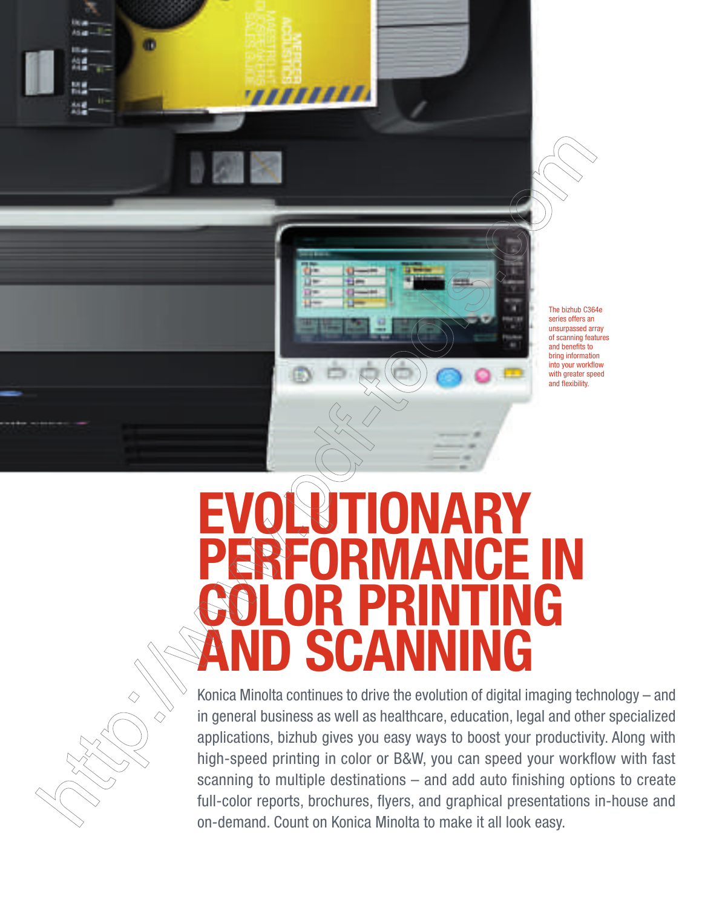The bizhub C364e series offers an unsurpassed array of scanning features and benefits to bring information into your workflow with greater speed and flexibility.

# EVOLUTIONARY PERFORMANCE IN COLOR PRINTING AND SCANNING

Konica Minolta continues to drive the evolution of digital imaging technology – and in general business as well as healthcare, education, legal and other specialized applications, bizhub gives you easy ways to boost your productivity. Along with high-speed printing in color or B&W, you can speed your workflow with fast scanning to multiple destinations – and add auto finishing options to create full-color reports, brochures, flyers, and graphical presentations in-house and on-demand. Count on Konica Minolta to make it all look easy.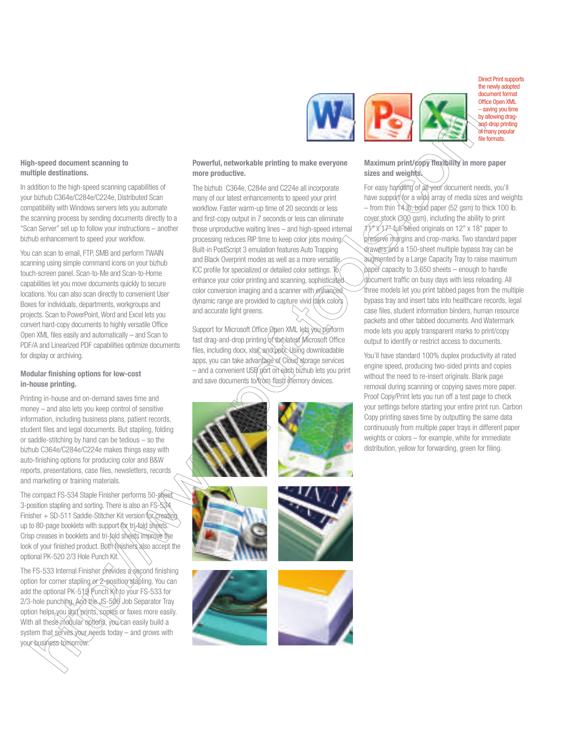Direct Print supports the newly adopted document format Office Open XML – saving you time by allowing drag-and-drop printing of many popular file formats.

### High-speed document scanning to multiple destinations.

In addition to the high-speed scanning capabilities of your bizhub C364e/C284e/C224e, Distributed Scan compatibility with Windows servers lets you automate the scanning process by sending documents directly to a "Scan Server" set up to follow your instructions – another bizhub enhancement to speed your workflow.

You can scan to email, FTP, SMB and perform TWAIN scanning using simple command icons on your bizhub touch-screen panel. Scan-to-Me and Scan-to-Home capabilities let you move documents quickly to secure locations. You can also scan directly to convenient User Boxes for individuals, departments, workgroups and projects. Scan to PowerPoint, Word and Excel lets you convert hard-copy documents to highly versatile Office Open XML files easily and automatically – and Scan to PDF/A and Linearized PDF capabilities optimize documents for display or archiving.

### Modular finishing options for low-cost in-house printing.

Printing in-house and on-demand saves time and money – and also lets you keep control of sensitive information, including business plans, patient records, student files and legal documents. But stapling, folding or saddle-stitching by hand can be tedious – so the bizhub C364e/C284e/C224e makes things easy with auto-finishing options for producing color and B&W reports, presentations, case files, newsletters, records and marketing or training materials.

The compact FS-534 Staple Finisher performs 50-sheet 3-position stapling and sorting. There is also an FS-534 Finisher + SD-511 Saddle-Stitcher Kit version for creating up to 80-page booklets with support for tri-fold sheets. Crisp creases in booklets and tri-fold sheets improve the look of your finished product. Both finishers also accept the optional PK-520 2/3 Hole Punch Kit.

The FS-533 Internal Finisher provides a second finishing option for corner stapling or 2-position stapling. You can add the optional PK-519 Punch Kit to your FS-533 for 2/3-hole punching. And the JS-506 Job Separator Tray option helps you sort prints, copies or faxes more easily. With all these modular options, you can easily build a system that serves your needs today – and grows with your business tomorrow.

### Powerful, networkable printing to make everyone more productive.

The bizhub C364e, C284e and C224e all incorporate many of our latest enhancements to speed your print workflow. Faster warm-up time of 20 seconds or less and first-copy output in 7 seconds or less can eliminate those unproductive waiting lines – and high-speed internal processing reduces RIP time to keep color jobs moving. Built-in PostScript 3 emulation features Auto Trapping and Black Overprint modes as well as a more versatile ICC profile for specialized or detailed color settings. To enhance your color printing and scanning, sophisticated color conversion imaging and a scanner with enhanced dynamic range are provided to capture vivid dark colors and accurate light greens.

Support for Microsoft Office Open XML lets you perform fast drag-and-drop printing of the latest Microsoft Office files, including docx, xlsx, and pptx. Using downloadable apps, you can take advantage of Cloud storage services – and a convenient USB port on each bizhub lets you print and save documents to/from flash memory devices.

### Maximum print/copy flexibility in more paper sizes and weights.

For easy handling of all your document needs, you'll have support for a wide array of media sizes and weights – from thin 14 lb. bond paper (52 gsm) to thick 100 lb. cover stock (300 gsm), including the ability to print 11" x 17" full-bleed originals on 12" x 18" paper to preserve margins and crop-marks. Two standard paper drawers and a 150-sheet multiple bypass tray can be augmented by a Large Capacity Tray to raise maximum paper capacity to 3,650 sheets – enough to handle document traffic on busy days with less reloading. All three models let you print tabbed pages from the multiple bypass tray and insert tabs into healthcare records, legal case files, student information binders, human resource packets and other tabbed documents. And Watermark mode lets you apply transparent marks to print/copy output to identify or restrict access to documents.

You'll have standard 100% duplex productivity at rated engine speed, producing two-sided prints and copies without the need to re-insert originals. Blank page removal during scanning or copying saves more paper. Proof Copy/Print lets you run off a test page to check your settings before starting your entire print run. Carbon Copy printing saves time by outputting the same data continuously from multiple paper trays in different paper weights or colors – for example, white for immediate distribution, yellow for forwarding, green for filing.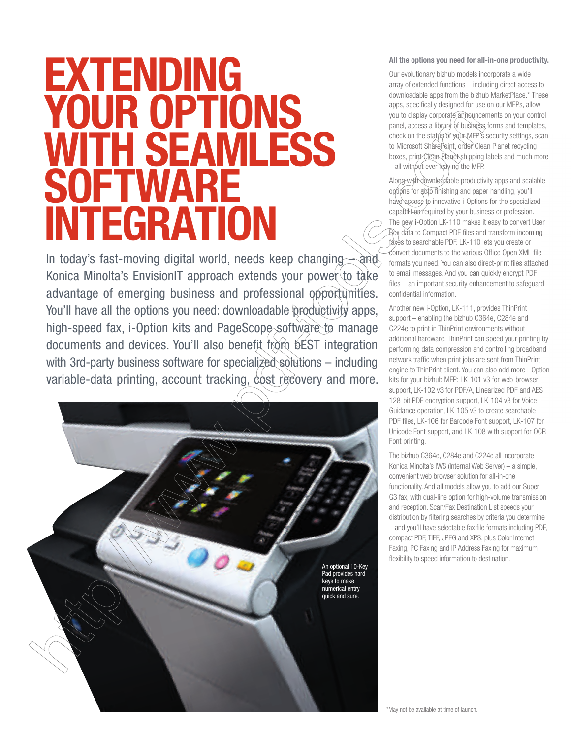# EXTENDING YOUR OPTIONS WITH SEAMLESS SOFTWARE INTEGRATION

In today's fast-moving digital world, needs keep changing – and Konica Minolta's EnvisionIT approach extends your power to take advantage of emerging business and professional opportunities. You'll have all the options you need: downloadable productivity apps, high-speed fax, i-Option kits and PageScope software to manage documents and devices. You'll also benefit from bEST integration with 3rd-party business software for specialized solutions – including variable-data printing, account tracking, cost recovery and more.

An optional 10-Key Pad provides hard keys to make numerical entry quick and sure.

**All the options you need for all-in-one productivity.**

Our evolutionary bizhub models incorporate a wide array of extended functions – including direct access to downloadable apps from the bizhub MarketPlace.* These apps, specifically designed for use on our MFPs, allow you to display corporate announcements on your control panel, access a library of business forms and templates, check on the status of your MFP's security settings, scan to Microsoft SharePoint, order Clean Planet recycling boxes, print Clean Planet shipping labels and much more – all without ever leaving the MFP.

Along with downloadable productivity apps and scalable options for auto finishing and paper handling, you'll have access to innovative i-Options for the specialized capabilities required by your business or profession. The new i-Option LK-110 makes it easy to convert User Box data to Compact PDF files and transform incoming faxes to searchable PDF. LK-110 lets you create or convert documents to the various Office Open XML file formats you need. You can also direct-print files attached to email messages. And you can quickly encrypt PDF files – an important security enhancement to safeguard confidential information.

Another new i-Option, LK-111, provides ThinPrint support – enabling the bizhub C364e, C284e and C224e to print in ThinPrint environments without additional hardware. ThinPrint can speed your printing by performing data compression and controlling broadband network traffic when print jobs are sent from ThinPrint engine to ThinPrint client. You can also add more i-Option kits for your bizhub MFP: LK-101 v3 for web-browser support, LK-102 v3 for PDF/A, Linearized PDF and AES 128-bit PDF encryption support, LK-104 v3 for Voice Guidance operation, LK-105 v3 to create searchable PDF files, LK-106 for Barcode Font support, LK-107 for Unicode Font support, and LK-108 with support for OCR Font printing.

The bizhub C364e, C284e and C224e all incorporate Konica Minolta's IWS (Internal Web Server) – a simple, convenient web browser solution for all-in-one functionality. And all models allow you to add our Super G3 fax, with dual-line option for high-volume transmission and reception. Scan/Fax Destination List speeds your distribution by filtering searches by criteria you determine – and you'll have selectable fax file formats including PDF, compact PDF, TIFF, JPEG and XPS, plus Color Internet Faxing, PC Faxing and IP Address Faxing for maximum flexibility to speed information to destination.

*May not be available at time of launch.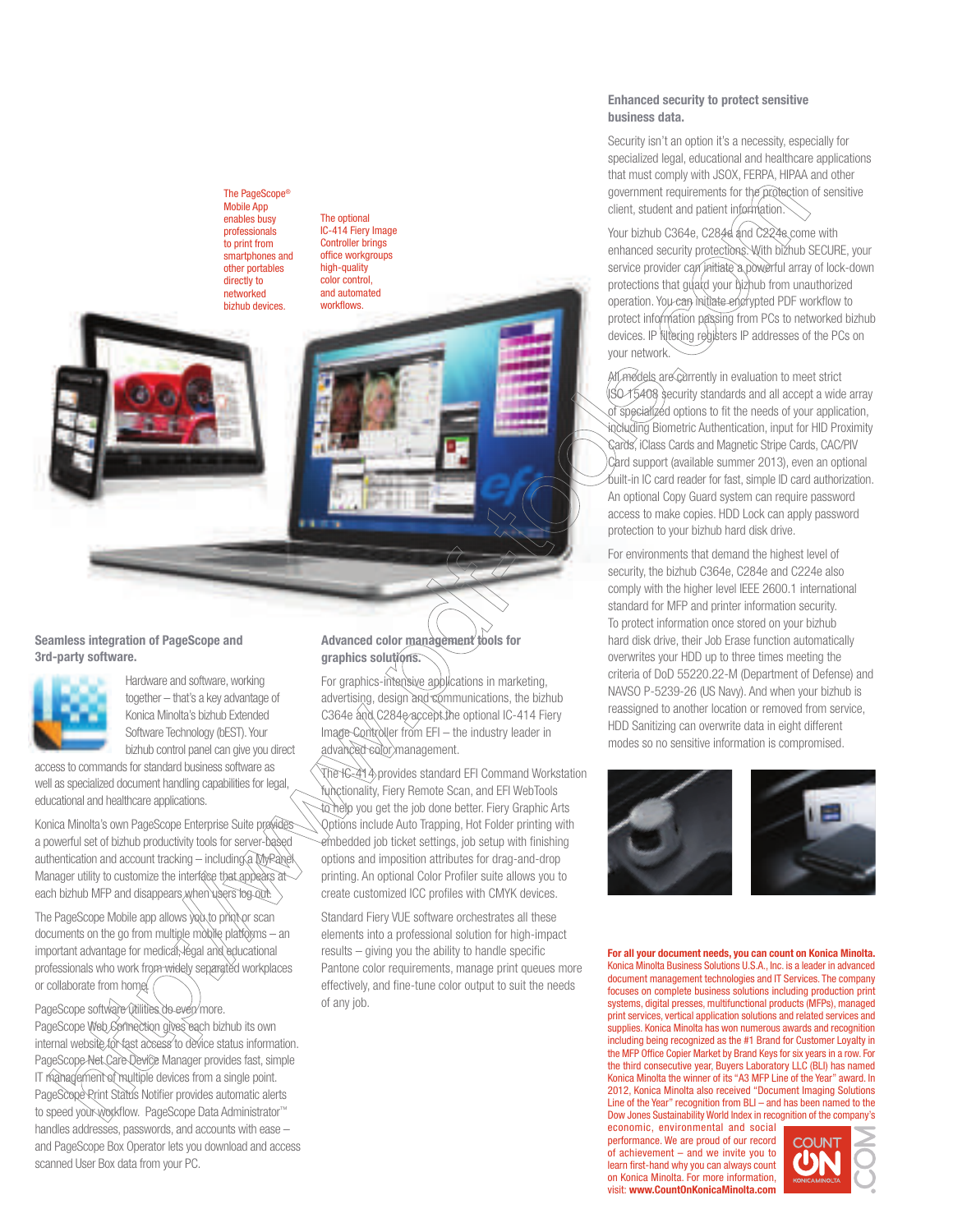The PageScope® Mobile App enables busy professionals to print from smartphones and other portables directly to networked bizhub devices.

The optional IC-414 Fiery Image Controller brings office workgroups high-quality color control, and automated workflows.

### Seamless integration of PageScope and 3rd-party software.

Hardware and software, working together – that's a key advantage of Konica Minolta's bizhub Extended Software Technology (bEST). Your bizhub control panel can give you direct access to commands for standard business software as well as specialized document handling capabilities for legal, educational and healthcare applications.

Konica Minolta's own PageScope Enterprise Suite provides a powerful set of bizhub productivity tools for server-based authentication and account tracking – including a MyPanel Manager utility to customize the interface that appears at each bizhub MFP and disappears when users log out.

The PageScope Mobile app allows you to print or scan documents on the go from multiple mobile platforms – an important advantage for medical, legal and educational professionals who work from widely separated workplaces or collaborate from home.

PageScope software utilities do even more. PageScope Web Connection gives each bizhub its own internal website for fast access to device status information. PageScope Net Care Device Manager provides fast, simple IT management of multiple devices from a single point. PageScope Print Status Notifier provides automatic alerts to speed your workflow. PageScope Data Administrator™ handles addresses, passwords, and accounts with ease – and PageScope Box Operator lets you download and access scanned User Box data from your PC.

### Advanced color management tools for graphics solutions.

For graphics-intensive applications in marketing, advertising, design and communications, the bizhub C364e and C284e accept the optional IC-414 Fiery Image Controller from EFI – the industry leader in advanced color management.

The IC-414 provides standard EFI Command Workstation functionality, Fiery Remote Scan, and EFI WebTools to help you get the job done better. Fiery Graphic Arts Options include Auto Trapping, Hot Folder printing with embedded job ticket settings, job setup with finishing options and imposition attributes for drag-and-drop printing. An optional Color Profiler suite allows you to create customized ICC profiles with CMYK devices.

Standard Fiery VUE software orchestrates all these elements into a professional solution for high-impact results – giving you the ability to handle specific Pantone color requirements, manage print queues more effectively, and fine-tune color output to suit the needs of any job.

### Enhanced security to protect sensitive business data.

Security isn't an option it's a necessity, especially for specialized legal, educational and healthcare applications that must comply with JSOX, FERPA, HIPAA and other government requirements for the protection of sensitive client, student and patient information.

Your bizhub C364e, C284e and C224e come with enhanced security protections. With bizhub SECURE, your service provider can initiate a powerful array of lock-down protections that guard your bizhub from unauthorized operation. You can initiate encrypted PDF workflow to protect information passing from PCs to networked bizhub devices. IP filtering registers IP addresses of the PCs on your network.

All models are currently in evaluation to meet strict ISO 15408 security standards and all accept a wide array of specialized options to fit the needs of your application, including Biometric Authentication, input for HID Proximity Cards, iClass Cards and Magnetic Stripe Cards, CAC/PIV Card support (available summer 2013), even an optional built-in IC card reader for fast, simple ID card authorization. An optional Copy Guard system can require password access to make copies. HDD Lock can apply password protection to your bizhub hard disk drive.

For environments that demand the highest level of security, the bizhub C364e, C284e and C224e also comply with the higher level IEEE 2600.1 international standard for MFP and printer information security. To protect information once stored on your bizhub hard disk drive, their Job Erase function automatically overwrites your HDD up to three times meeting the criteria of DoD 55220.22-M (Department of Defense) and NAVSO P-5239-26 (US Navy). And when your bizhub is reassigned to another location or removed from service, HDD Sanitizing can overwrite data in eight different modes so no sensitive information is compromised.

**For all your document needs, you can count on Konica Minolta.** Konica Minolta Business Solutions U.S.A., Inc. is a leader in advanced document management technologies and IT Services. The company focuses on complete business solutions including production print systems, digital presses, multifunctional products (MFPs), managed print services, vertical application solutions and related services and supplies. Konica Minolta has won numerous awards and recognition including being recognized as the #1 Brand for Customer Loyalty in the MFP Office Copier Market by Brand Keys for six years in a row. For the third consecutive year, Buyers Laboratory LLC (BLI) has named Konica Minolta the winner of its "A3 MFP Line of the Year" award. In 2012, Konica Minolta also received "Document Imaging Solutions Line of the Year" recognition from BLI – and has been named to the Dow Jones Sustainability World Index in recognition of the company's economic, environmental and social performance. We are proud of our record of achievement – and we invite you to learn first-hand why you can always count on Konica Minolta. For more information, visit: **www.CountOnKonicaMinolta.com**

COUNT ON KONICA MINOLTA .COM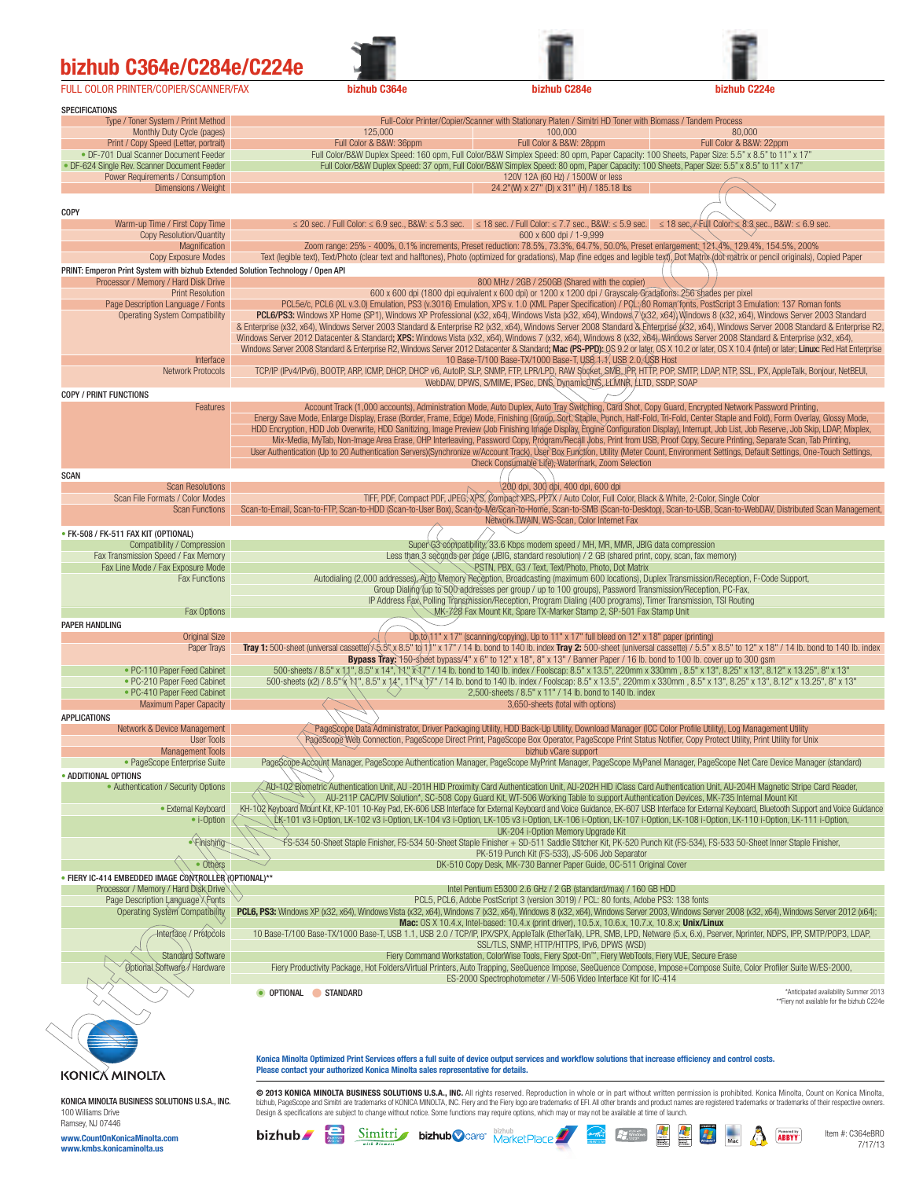# bizhub C364e/C284e/C224e

FULL COLOR PRINTER/COPIER/SCANNER/FAX

| | bizhub C364e | bizhub C284e | bizhub C224e |
|---|---|---|---|
| **SPECIFICATIONS** | | | |
| Type / Toner System / Print Method | Full-Color Printer/Copier/Scanner with Stationary Platen / Simitri HD Toner with Biomass / Tandem Process | | |
| Monthly Duty Cycle (pages) | 125,000 | 100,000 | 80,000 |
| Print / Copy Speed (Letter, portrait) | Full Color & B&W: 36ppm | Full Color & B&W: 28ppm | Full Color & B&W: 22ppm |
| • DF-701 Dual Scanner Document Feeder | Full Color/B&W Duplex Speed: 160 opm, Full Color/B&W Simplex Speed: 80 opm, Paper Capacity: 100 Sheets, Paper Size: 5.5" x 8.5" to 11" x 17" | | |
| • DF-624 Single Rev. Scanner Document Feeder | Full Color/B&W Duplex Speed: 37 opm, Full Color/B&W Simplex Speed: 80 opm, Paper Capacity: 100 Sheets, Paper Size: 5.5" x 8.5" to 11" x 17" | | |
| Power Requirements / Consumption | 120V 12A (60 Hz) / 1500W or less | | |
| Dimensions / Weight | 24.2"(W) x 27" (D) x 31" (H) / 185.18 lbs | | |
| **COPY** | | | |
| Warm-up Time / First Copy Time | ≤ 20 sec. / Full Color: ≤ 6.9 sec., B&W: ≤ 5.3 sec. | ≤ 18 sec. / Full Color: ≤ 7.7 sec., B&W: ≤ 5.9 sec. | ≤ 18 sec. / Full Color: ≤ 8.3 sec., B&W: ≤ 6.9 sec. |
| Copy Resolution/Quantity | 600 x 600 dpi / 1-9,999 | | |
| Magnification | Zoom range: 25% - 400%, 0.1% increments, Preset reduction: 78.5%, 73.3%, 64.7%, 50.0%, Preset enlargement: 121.4%, 129.4%, 154.5%, 200% | | |
| Copy Exposure Modes | Text (legible text), Text/Photo (clear text and halftones), Photo (optimized for gradations), Map (fine edges and legible text), Dot Matrix (dot matrix or pencil originals), Copied Paper | | |
| **PRINT: Emperon Print System with bizhub Extended Solution Technology / Open API** | | | |
| Processor / Memory / Hard Disk Drive | 800 MHz / 2GB / 250GB (Shared with the copier) | | |
| Print Resolution | 600 x 600 dpi (1800 dpi equivalent x 600 dpi) or 1200 x 1200 dpi / Grayscale Gradations: 256 shades per pixel | | |
| Page Description Language / Fonts | PCL5e/c, PCL6 (XL v.3.0) Emulation, PS3 (v.3016) Emulation, XPS v. 1.0 (XML Paper Specification) / PCL: 80 Roman fonts, PostScript 3 Emulation: 137 Roman fonts | | |
| Operating System Compatibility | **PCL6/PS3:** Windows XP Home (SP1), Windows XP Professional (x32, x64), Windows Vista (x32, x64), Windows 7 (x32, x64), Windows 8 (x32, x64), Windows Server 2003 Standard & Enterprise (x32, x64), Windows Server 2003 Standard & Enterprise R2 (x32, x64), Windows Server 2008 Standard & Enterprise (x32, x64), Windows Server 2008 Standard & Enterprise R2, Windows Server 2012 Datacenter & Standard; **XPS:** Windows Vista (x32, x64), Windows 7 (x32, x64), Windows 8 (x32, x64), Windows Server 2008 Standard & Enterprise (x32, x64), Windows Server 2008 Standard & Enterprise R2, Windows Server 2012 Datacenter & Standard; **Mac (PS-PPD):** OS 9.2 or later, OS X 10.2 or later, OS X 10.4 (Intel) or later; **Linux:** Red Hat Enterprise | | |
| Interface | 10 Base-T/100 Base-TX/1000 Base-T, USB 1.1, USB 2.0, USB Host | | |
| Network Protocols | TCP/IP (IPv4/IPv6), BOOTP, ARP, ICMP, DHCP, DHCP v6, AutoIP, SLP, SNMP, FTP, LPR/LPD, RAW Socket, SMB, IPP, HTTP, POP, SMTP, LDAP, NTP, SSL, IPX, AppleTalk, Bonjour, NetBEUI, WebDAV, DPWS, S/MIME, IPSec, DNS, DynamicDNS, LLMNR, LLTD, SSDP, SOAP | | |
| **COPY / PRINT FUNCTIONS** | | | |
| Features | Account Track (1,000 accounts), Administration Mode, Auto Duplex, Auto Tray Switching, Card Shot, Copy Guard, Encrypted Network Password Printing, Energy Save Mode, Enlarge Display, Erase (Border, Frame, Edge) Mode, Finishing (Group, Sort, Staple, Punch, Half-Fold, Tri-Fold, Center Staple and Fold), Form Overlay, Glossy Mode, HDD Encryption, HDD Job Overwrite, HDD Sanitizing, Image Preview (Job Finishing Image Display, Engine Configuration Display), Interrupt, Job List, Job Reserve, Job Skip, LDAP, Mixplex, Mix-Media, MyTab, Non-Image Area Erase, OHP Interleaving, Password Copy, Program/Recall Jobs, Print from USB, Proof Copy, Secure Printing, Separate Scan, Tab Printing, User Authentication (Up to 20 Authentication Servers)(Synchronize w/Account Track), User Box Function, Utility (Meter Count, Environment Settings, Default Settings, One-Touch Settings, Check Consumable Life), Watermark, Zoom Selection | | |
| **SCAN** | | | |
| Scan Resolutions | 200 dpi, 300 dpi, 400 dpi, 600 dpi | | |
| Scan File Formats / Color Modes | TIFF, PDF, Compact PDF, JPEG, XPS, Compact XPS, PPTX / Auto Color, Full Color, Black & White, 2-Color, Single Color | | |
| Scan Functions | Scan-to-Email, Scan-to-FTP, Scan-to-HDD (Scan-to-User Box), Scan-to-Me/Scan-to-Home, Scan-to-SMB (Scan-to-Desktop), Scan-to-USB, Scan-to-WebDAV, Distributed Scan Management, Network TWAIN, WS-Scan, Color Internet Fax | | |
| **• FK-508 / FK-511 FAX KIT (OPTIONAL)** | | | |
| Compatibility / Compression | Super G3 compatibility, 33.6 Kbps modem speed / MH, MR, MMR, JBIG data compression | | |
| Fax Transmission Speed / Fax Memory | Less than 3 seconds per page (JBIG, standard resolution) / 2 GB (shared print, copy, scan, fax memory) | | |
| Fax Line Mode / Fax Exposure Mode | PSTN, PBX, G3 / Text, Text/Photo, Photo, Dot Matrix | | |
| Fax Functions | Autodialing (2,000 addresses), Auto Memory Reception, Broadcasting (maximum 600 locations), Duplex Transmission/Reception, F-Code Support, Group Dialing (up to 500 addresses per group / up to 100 groups), Password Transmission/Reception, PC-Fax, IP Address Fax, Polling Transmission/Reception, Program Dialing (400 programs), Timer Transmission, TSI Routing | | |
| Fax Options | MK-728 Fax Mount Kit, Spare TX-Marker Stamp 2, SP-501 Fax Stamp Unit | | |
| **PAPER HANDLING** | | | |
| Original Size | Up to 11" x 17" (scanning/copying), Up to 11" x 17" full bleed on 12" x 18" paper (printing) | | |
| Paper Trays | **Tray 1:** 500-sheet (universal cassette) / 5.5" x 8.5" to 11" x 17" / 14 lb. bond to 140 lb. index **Tray 2:** 500-sheet (universal cassette) / 5.5" x 8.5" to 12" x 18" / 14 lb. bond to 140 lb. index **Bypass Tray:** 150-sheet bypass/4" x 6" to 12" x 18", 8" x 13" / Banner Paper / 16 lb. bond to 100 lb. cover up to 300 gsm | | |
| • PC-110 Paper Feed Cabinet | 500-sheets / 8.5" x 11", 8.5" x 14", 11" x 17" / 14 lb. bond to 140 lb. index / Foolscap: 8.5" x 13.5", 220mm x 330mm , 8.5" x 13", 8.25" x 13", 8.12" x 13.25", 8" x 13" | | |
| • PC-210 Paper Feed Cabinet | 500-sheets (x2) / 8.5" x 11", 8.5" x 14", 11" x 17" / 14 lb. bond to 140 lb. index / Foolscap: 8.5" x 13.5", 220mm x 330mm , 8.5" x 13", 8.25" x 13", 8.12" x 13.25", 8" x 13" | | |
| • PC-410 Paper Feed Cabinet | 2,500-sheets / 8.5" x 11" / 14 lb. bond to 140 lb. index | | |
| Maximum Paper Capacity | 3,650-sheets (total with options) | | |
| **APPLICATIONS** | | | |
| Network & Device Management | PageScope Data Administrator, Driver Packaging Utility, HDD Back-Up Utility, Download Manager (ICC Color Profile Utility), Log Management Utility | | |
| User Tools | PageScope Web Connection, PageScope Direct Print, PageScope Box Operator, PageScope Print Status Notifier, Copy Protect Utility, Print Utility for Unix | | |
| Management Tools | bizhub vCare support | | |
| • PageScope Enterprise Suite | PageScope Account Manager, PageScope Authentication Manager, PageScope MyPrint Manager, PageScope MyPanel Manager, PageScope Net Care Device Manager (standard) | | |
| **• ADDITIONAL OPTIONS** | | | |
| • Authentication / Security Options | AU-102 Biometric Authentication Unit, AU -201H HID Proximity Card Authentication Unit, AU-202H HID iClass Card Authentication Unit, AU-204H Magnetic Stripe Card Reader, AU-211P CAC/PIV Solution*, SC-508 Copy Guard Kit, WT-506 Working Table to support Authentication Devices, MK-735 Internal Mount Kit | | |
| • External Keyboard | KH-102 Keyboard Mount Kit, KP-101 10-Key Pad, EK-606 USB Interface for External Keyboard and Voice Guidance, EK-607 USB Interface for External Keyboard, Bluetooth Support and Voice Guidance | | |
| • i-Option | LK-101 v3 i-Option, LK-102 v3 i-Option, LK-104 v3 i-Option, LK-105 v3 i-Option, LK-106 i-Option, LK-107 i-Option, LK-108 i-Option, LK-110 i-Option, LK-111 i-Option, UK-204 i-Option Memory Upgrade Kit | | |
| • Finishing | FS-534 50-Sheet Staple Finisher, FS-534 50-Sheet Staple Finisher + SD-511 Saddle Stitcher Kit, PK-520 Punch Kit (FS-534), FS-533 50-Sheet Inner Staple Finisher, PK-519 Punch Kit (FS-533), JS-506 Job Separator | | |
| • Others | DK-510 Copy Desk, MK-730 Banner Paper Guide, OC-511 Original Cover | | |
| **• FIERY IC-414 EMBEDDED IMAGE CONTROLLER (OPTIONAL)\*\*** | | | |
| Processor / Memory / Hard Disk Drive | Intel Pentium E5300 2.6 GHz / 2 GB (standard/max) / 160 GB HDD | | |
| Page Description Language / Fonts | PCL5, PCL6, Adobe PostScript 3 (version 3019) / PCL: 80 fonts, Adobe PS3: 138 fonts | | |
| Operating System Compatibility | **PCL6, PS3:** Windows XP (x32, x64), Windows Vista (x32, x64), Windows 7 (x32, x64), Windows 8 (x32, x64), Windows Server 2003, Windows Server 2008 (x32, x64), Windows Server 2012 (x64); **Mac:** OS X 10.4.x, Intel-based: 10.4.x (print driver), 10.5.x, 10.6.x, 10.7.x, 10.8.x; **Unix/Linux** | | |
| Interface / Protocols | 10 Base-T/100 Base-TX/1000 Base-T, USB 1.1, USB 2.0 / TCP/IP, IPX/SPX, AppleTalk (EtherTalk), LPR, SMB, LPD, Netware (5.x, 6.x), Pserver, Nprinter, NDPS, IPP, SMTP/POP3, LDAP, SSL/TLS, SNMP, HTTP/HTTPS, IPv6, DPWS (WSD) | | |
| Standard Software | Fiery Command Workstation, ColorWise Tools, Fiery Spot-On™, Fiery WebTools, Fiery VUE, Secure Erase | | |
| Optional Software / Hardware | Fiery Productivity Package, Hot Folders/Virtual Printers, Auto Trapping, SeeQuence Impose, SeeQuence Compose, Impose+Compose Suite, Color Profiler Suite W/ES-2000, ES-2000 Spectrophotometer / VI-506 Video Interface Kit for IC-414 | | |

● OPTIONAL ● STANDARD

\*Anticipated availability Summer 2013
\*\*Fiery not available for the bizhub C224e

KONICA MINOLTA

**Konica Minolta Optimized Print Services offers a full suite of device output services and workflow solutions that increase efficiency and control costs. Please contact your authorized Konica Minolta sales representative for details.**

**KONICA MINOLTA BUSINESS SOLUTIONS U.S.A., INC.**
100 Williams Drive
Ramsey, NJ 07446

**www.CountOnKonicaMinolta.com**
**www.kmbs.konicaminolta.us**

**© 2013 KONICA MINOLTA BUSINESS SOLUTIONS U.S.A., INC.** All rights reserved. Reproduction in whole or in part without written permission is prohibited. Konica Minolta, Count on Konica Minolta, bizhub, PageScope and Simitri are trademarks of KONICA MINOLTA, INC. Fiery and the Fiery logo are trademarks of EFI. All other brands and product names are registered trademarks or trademarks of their respective owners. Design & specifications are subject to change without notice. Some functions may require options, which may or may not be available at time of launch.

Item #: C364eBRO
7/17/13